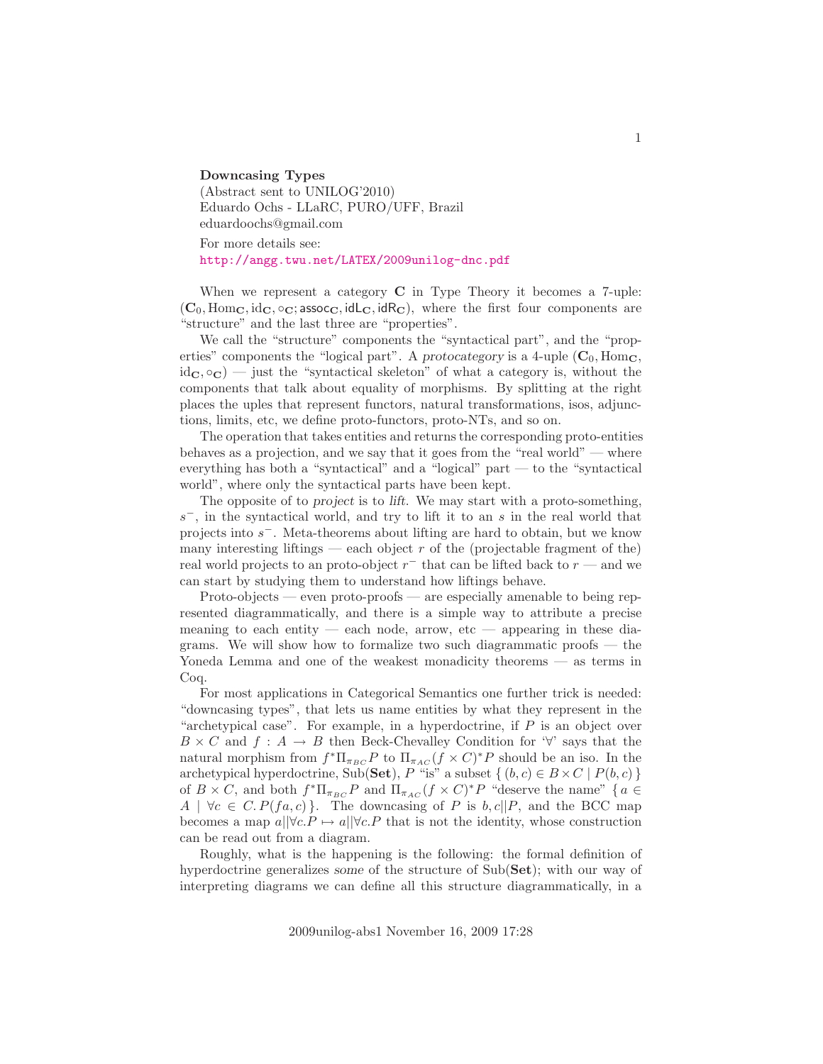**Downcasing Types**
(Abstract sent to UNILOG'2010)
Eduardo Ochs - LLaRC, PURO/UFF, Brazil
eduardoochs@gmail.com

For more details see:
http://angg.twu.net/LATEX/2009unilog-dnc.pdf

When we represent a category $\mathbf{C}$ in Type Theory it becomes a 7-uple: $(\mathbf{C}_0, \mathrm{Hom}_\mathbf{C}, \mathrm{id}_\mathbf{C}, \circ_\mathbf{C}; \mathsf{assoc}_\mathbf{C}, \mathsf{idL}_\mathbf{C}, \mathsf{idR}_\mathbf{C})$, where the first four components are "structure" and the last three are "properties".

We call the "structure" components the "syntactical part", and the "properties" components the "logical part". A *protocategory* is a 4-uple $(\mathbf{C}_0, \mathrm{Hom}_\mathbf{C}, \mathrm{id}_\mathbf{C}, \circ_\mathbf{C})$ — just the "syntactical skeleton" of what a category is, without the components that talk about equality of morphisms. By splitting at the right places the uples that represent functors, natural transformations, isos, adjunctions, limits, etc, we define proto-functors, proto-NTs, and so on.

The operation that takes entities and returns the corresponding proto-entities behaves as a projection, and we say that it goes from the "real world" — where everything has both a "syntactical" and a "logical" part — to the "syntactical world", where only the syntactical parts have been kept.

The opposite of to *project* is to *lift*. We may start with a proto-something, $s^-$, in the syntactical world, and try to lift it to an $s$ in the real world that projects into $s^-$. Meta-theorems about lifting are hard to obtain, but we know many interesting liftings — each object $r$ of the (projectable fragment of the) real world projects to an proto-object $r^-$ that can be lifted back to $r$ — and we can start by studying them to understand how liftings behave.

Proto-objects — even proto-proofs — are especially amenable to being represented diagrammatically, and there is a simple way to attribute a precise meaning to each entity — each node, arrow, etc — appearing in these diagrams. We will show how to formalize two such diagrammatic proofs — the Yoneda Lemma and one of the weakest monadicity theorems — as terms in Coq.

For most applications in Categorical Semantics one further trick is needed: "downcasing types", that lets us name entities by what they represent in the "archetypical case". For example, in a hyperdoctrine, if $P$ is an object over $B \times C$ and $f : A \to B$ then Beck-Chevalley Condition for '$\forall$' says that the natural morphism from $f^*\Pi_{\pi_{BC}}P$ to $\Pi_{\pi_{AC}}(f \times C)^*P$ should be an iso. In the archetypical hyperdoctrine, $\mathrm{Sub}(\mathbf{Set})$, $P$ "is" a subset $\{\, (b, c) \in B \times C \mid P(b, c) \,\}$ of $B \times C$, and both $f^*\Pi_{\pi_{BC}}P$ and $\Pi_{\pi_{AC}}(f \times C)^*P$ "deserve the name" $\{\, a \in A \mid \forall c \in C.\, P(fa, c) \,\}$. The downcasing of $P$ is $b, c||P$, and the BCC map becomes a map $a||\forall c.P \mapsto a||\forall c.P$ that is not the identity, whose construction can be read out from a diagram.

Roughly, what is the happening is the following: the formal definition of hyperdoctrine generalizes *some* of the structure of $\mathrm{Sub}(\mathbf{Set})$; with our way of interpreting diagrams we can define all this structure diagrammatically, in a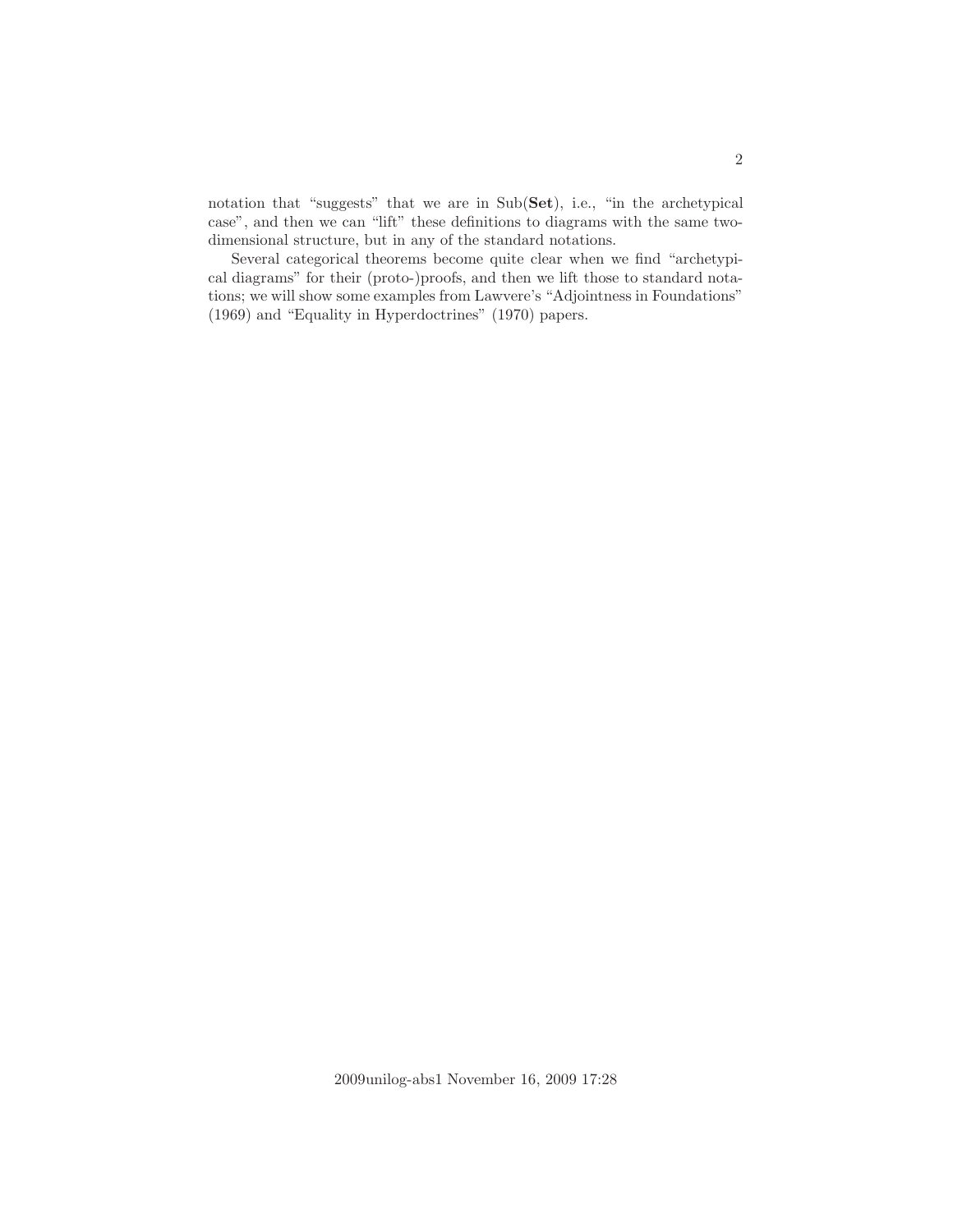notation that "suggests" that we are in Sub(**Set**), i.e., "in the archetypical case", and then we can "lift" these definitions to diagrams with the same two-dimensional structure, but in any of the standard notations.

Several categorical theorems become quite clear when we find "archetypical diagrams" for their (proto-)proofs, and then we lift those to standard notations; we will show some examples from Lawvere's "Adjointness in Foundations" (1969) and "Equality in Hyperdoctrines" (1970) papers.